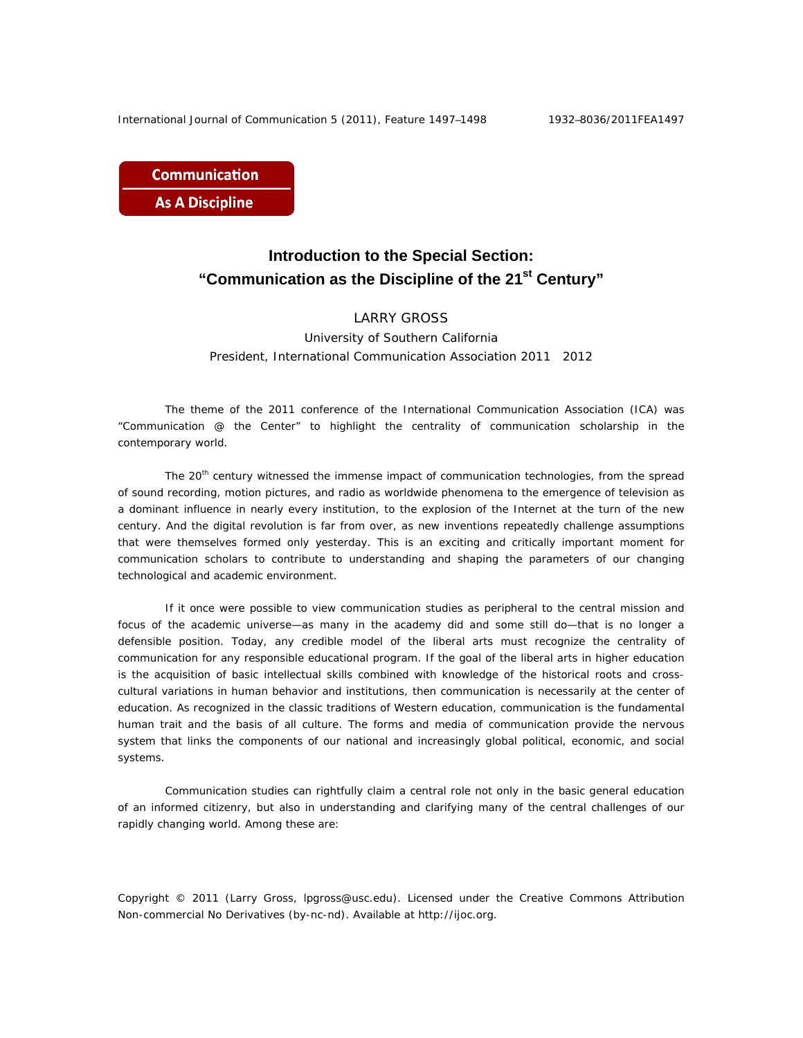Communication As A Discipline

# Introduction to the Special Section: "Communication as the Discipline of the 21st Century"

LARRY GROSS

University of Southern California

President, International Communication Association 2011 2012

The theme of the 2011 conference of the International Communication Association (ICA) was "Communication @ the Center" to highlight the centrality of communication scholarship in the contemporary world.

The 20th century witnessed the immense impact of communication technologies, from the spread of sound recording, motion pictures, and radio as worldwide phenomena to the emergence of television as a dominant influence in nearly every institution, to the explosion of the Internet at the turn of the new century. And the digital revolution is far from over, as new inventions repeatedly challenge assumptions that were themselves formed only yesterday. This is an exciting and critically important moment for communication scholars to contribute to understanding and shaping the parameters of our changing technological and academic environment.

If it once were possible to view communication studies as peripheral to the central mission and focus of the academic universe—as many in the academy did and some still do—that is no longer a defensible position. Today, any credible model of the liberal arts must recognize the centrality of communication for any responsible educational program. If the goal of the liberal arts in higher education is the acquisition of basic intellectual skills combined with knowledge of the historical roots and cross-cultural variations in human behavior and institutions, then communication is necessarily at the center of education. As recognized in the classic traditions of Western education, communication is the fundamental human trait and the basis of all culture. The forms and media of communication provide the nervous system that links the components of our national and increasingly global political, economic, and social systems.

Communication studies can rightfully claim a central role not only in the basic general education of an informed citizenry, but also in understanding and clarifying many of the central challenges of our rapidly changing world. Among these are:

Copyright © 2011 (Larry Gross, lpgross@usc.edu). Licensed under the Creative Commons Attribution Non-commercial No Derivatives (by-nc-nd). Available at http://ijoc.org.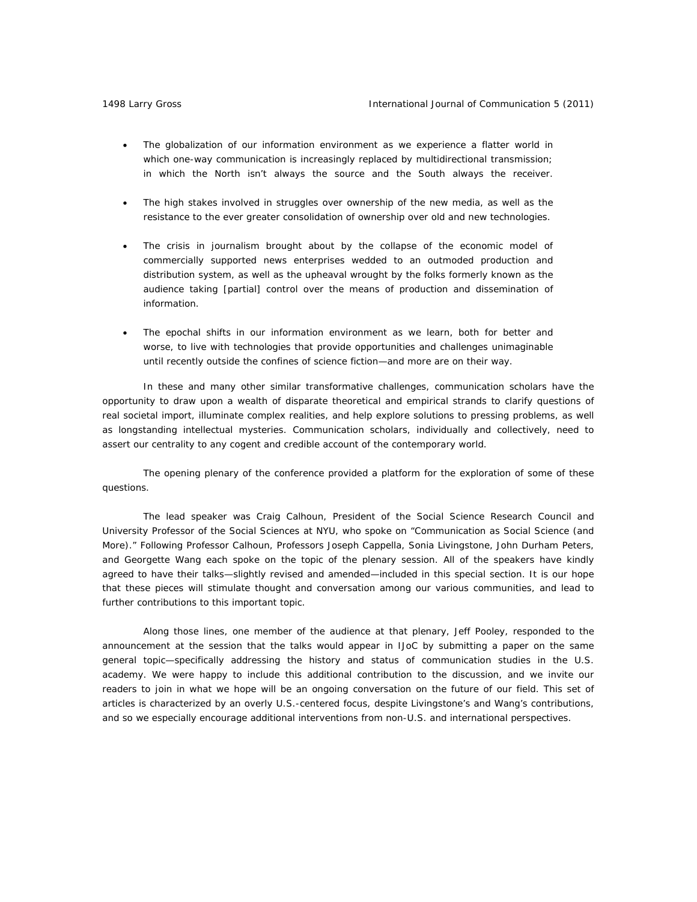- The globalization of our information environment as we experience a flatter world in which one-way communication is increasingly replaced by multidirectional transmission; in which the North isn't always the source and the South always the receiver.

- The high stakes involved in struggles over ownership of the new media, as well as the resistance to the ever greater consolidation of ownership over old and new technologies.

- The crisis in journalism brought about by the collapse of the economic model of commercially supported news enterprises wedded to an outmoded production and distribution system, as well as the upheaval wrought by the folks formerly known as the audience taking [partial] control over the means of production and dissemination of information.

- The epochal shifts in our information environment as we learn, both for better and worse, to live with technologies that provide opportunities and challenges unimaginable until recently outside the confines of science fiction—and more are on their way.

In these and many other similar transformative challenges, communication scholars have the opportunity to draw upon a wealth of disparate theoretical and empirical strands to clarify questions of real societal import, illuminate complex realities, and help explore solutions to pressing problems, as well as longstanding intellectual mysteries. Communication scholars, individually and collectively, need to assert our centrality to any cogent and credible account of the contemporary world.

The opening plenary of the conference provided a platform for the exploration of some of these questions.

The lead speaker was Craig Calhoun, President of the Social Science Research Council and University Professor of the Social Sciences at NYU, who spoke on "Communication as Social Science (and More)." Following Professor Calhoun, Professors Joseph Cappella, Sonia Livingstone, John Durham Peters, and Georgette Wang each spoke on the topic of the plenary session. All of the speakers have kindly agreed to have their talks—slightly revised and amended—included in this special section. It is our hope that these pieces will stimulate thought and conversation among our various communities, and lead to further contributions to this important topic.

Along those lines, one member of the audience at that plenary, Jeff Pooley, responded to the announcement at the session that the talks would appear in IJoC by submitting a paper on the same general topic—specifically addressing the history and status of communication studies in the U.S. academy. We were happy to include this additional contribution to the discussion, and we invite our readers to join in what we hope will be an ongoing conversation on the future of our field. This set of articles is characterized by an overly U.S.-centered focus, despite Livingstone's and Wang's contributions, and so we especially encourage additional interventions from non-U.S. and international perspectives.